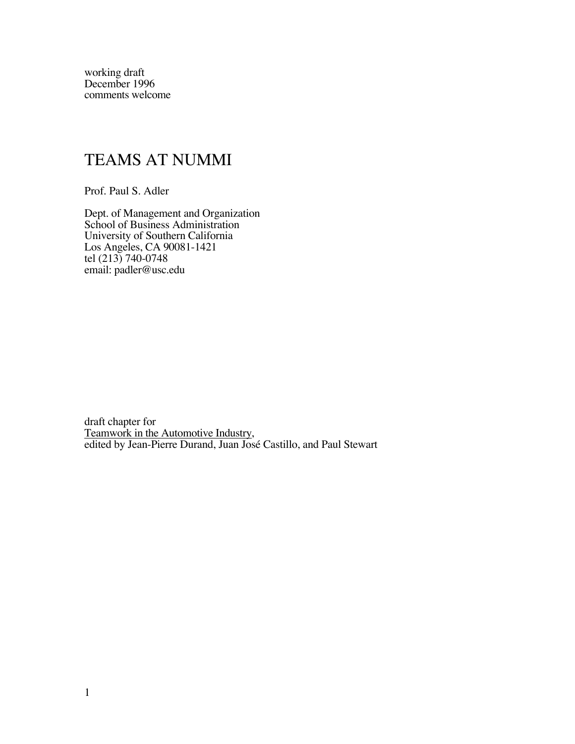working draft
December 1996
comments welcome

# TEAMS AT NUMMI

Prof. Paul S. Adler

Dept. of Management and Organization
School of Business Administration
University of Southern California
Los Angeles, CA 90081-1421
tel (213) 740-0748
email: padler@usc.edu

draft chapter for
Teamwork in the Automotive Industry,
edited by Jean-Pierre Durand, Juan José Castillo, and Paul Stewart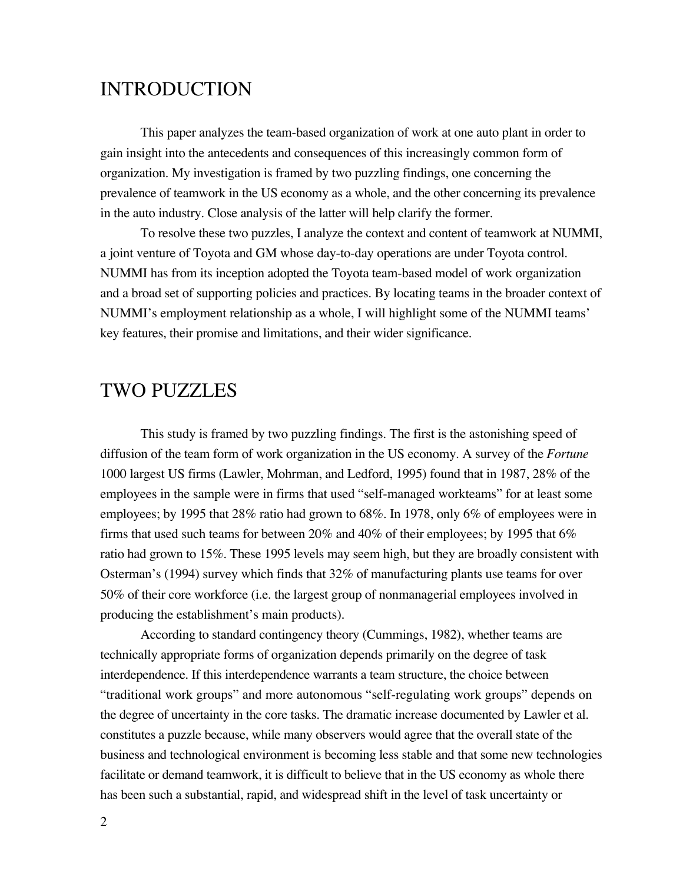# INTRODUCTION

This paper analyzes the team-based organization of work at one auto plant in order to gain insight into the antecedents and consequences of this increasingly common form of organization. My investigation is framed by two puzzling findings, one concerning the prevalence of teamwork in the US economy as a whole, and the other concerning its prevalence in the auto industry. Close analysis of the latter will help clarify the former.

To resolve these two puzzles, I analyze the context and content of teamwork at NUMMI, a joint venture of Toyota and GM whose day-to-day operations are under Toyota control. NUMMI has from its inception adopted the Toyota team-based model of work organization and a broad set of supporting policies and practices. By locating teams in the broader context of NUMMI's employment relationship as a whole, I will highlight some of the NUMMI teams' key features, their promise and limitations, and their wider significance.

# TWO PUZZLES

This study is framed by two puzzling findings. The first is the astonishing speed of diffusion of the team form of work organization in the US economy. A survey of the *Fortune* 1000 largest US firms (Lawler, Mohrman, and Ledford, 1995) found that in 1987, 28% of the employees in the sample were in firms that used "self-managed workteams" for at least some employees; by 1995 that 28% ratio had grown to 68%. In 1978, only 6% of employees were in firms that used such teams for between 20% and 40% of their employees; by 1995 that 6% ratio had grown to 15%. These 1995 levels may seem high, but they are broadly consistent with Osterman's (1994) survey which finds that 32% of manufacturing plants use teams for over 50% of their core workforce (i.e. the largest group of nonmanagerial employees involved in producing the establishment's main products).

According to standard contingency theory (Cummings, 1982), whether teams are technically appropriate forms of organization depends primarily on the degree of task interdependence. If this interdependence warrants a team structure, the choice between "traditional work groups" and more autonomous "self-regulating work groups" depends on the degree of uncertainty in the core tasks. The dramatic increase documented by Lawler et al. constitutes a puzzle because, while many observers would agree that the overall state of the business and technological environment is becoming less stable and that some new technologies facilitate or demand teamwork, it is difficult to believe that in the US economy as whole there has been such a substantial, rapid, and widespread shift in the level of task uncertainty or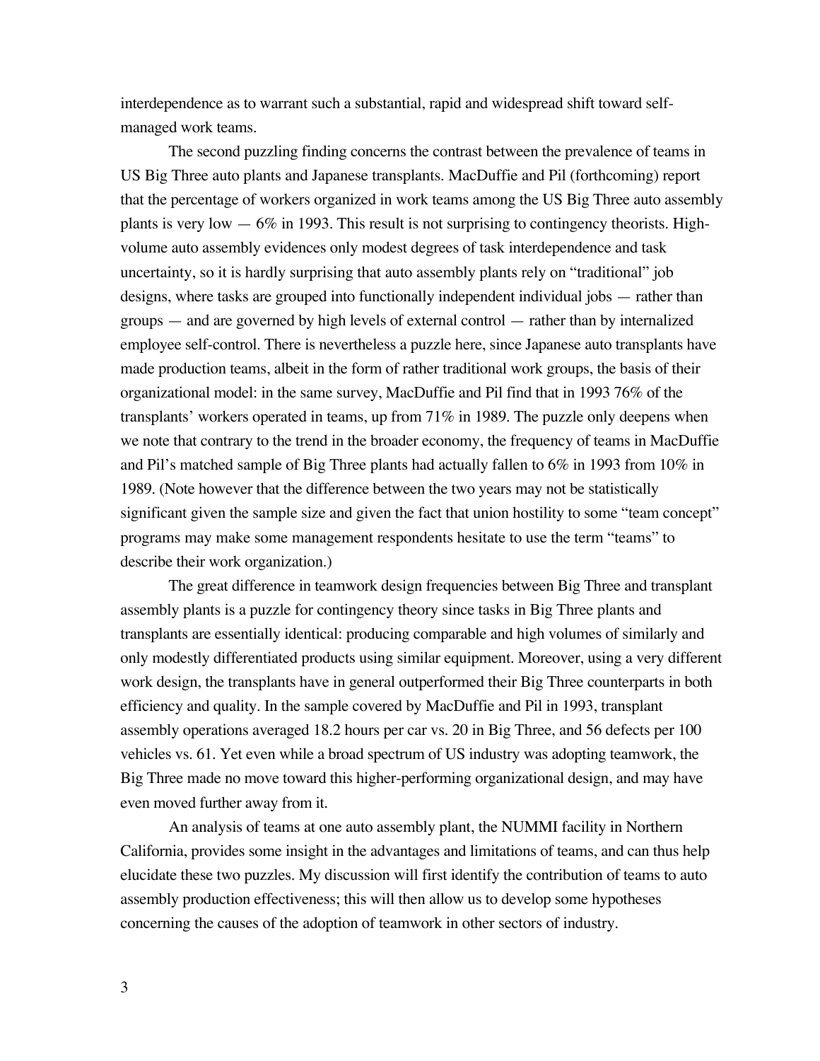interdependence as to warrant such a substantial, rapid and widespread shift toward self-managed work teams.

The second puzzling finding concerns the contrast between the prevalence of teams in US Big Three auto plants and Japanese transplants. MacDuffie and Pil (forthcoming) report that the percentage of workers organized in work teams among the US Big Three auto assembly plants is very low — 6% in 1993. This result is not surprising to contingency theorists. High-volume auto assembly evidences only modest degrees of task interdependence and task uncertainty, so it is hardly surprising that auto assembly plants rely on "traditional" job designs, where tasks are grouped into functionally independent individual jobs — rather than groups — and are governed by high levels of external control — rather than by internalized employee self-control. There is nevertheless a puzzle here, since Japanese auto transplants have made production teams, albeit in the form of rather traditional work groups, the basis of their organizational model: in the same survey, MacDuffie and Pil find that in 1993 76% of the transplants' workers operated in teams, up from 71% in 1989. The puzzle only deepens when we note that contrary to the trend in the broader economy, the frequency of teams in MacDuffie and Pil's matched sample of Big Three plants had actually fallen to 6% in 1993 from 10% in 1989. (Note however that the difference between the two years may not be statistically significant given the sample size and given the fact that union hostility to some "team concept" programs may make some management respondents hesitate to use the term "teams" to describe their work organization.)

The great difference in teamwork design frequencies between Big Three and transplant assembly plants is a puzzle for contingency theory since tasks in Big Three plants and transplants are essentially identical: producing comparable and high volumes of similarly and only modestly differentiated products using similar equipment. Moreover, using a very different work design, the transplants have in general outperformed their Big Three counterparts in both efficiency and quality. In the sample covered by MacDuffie and Pil in 1993, transplant assembly operations averaged 18.2 hours per car vs. 20 in Big Three, and 56 defects per 100 vehicles vs. 61. Yet even while a broad spectrum of US industry was adopting teamwork, the Big Three made no move toward this higher-performing organizational design, and may have even moved further away from it.

An analysis of teams at one auto assembly plant, the NUMMI facility in Northern California, provides some insight in the advantages and limitations of teams, and can thus help elucidate these two puzzles. My discussion will first identify the contribution of teams to auto assembly production effectiveness; this will then allow us to develop some hypotheses concerning the causes of the adoption of teamwork in other sectors of industry.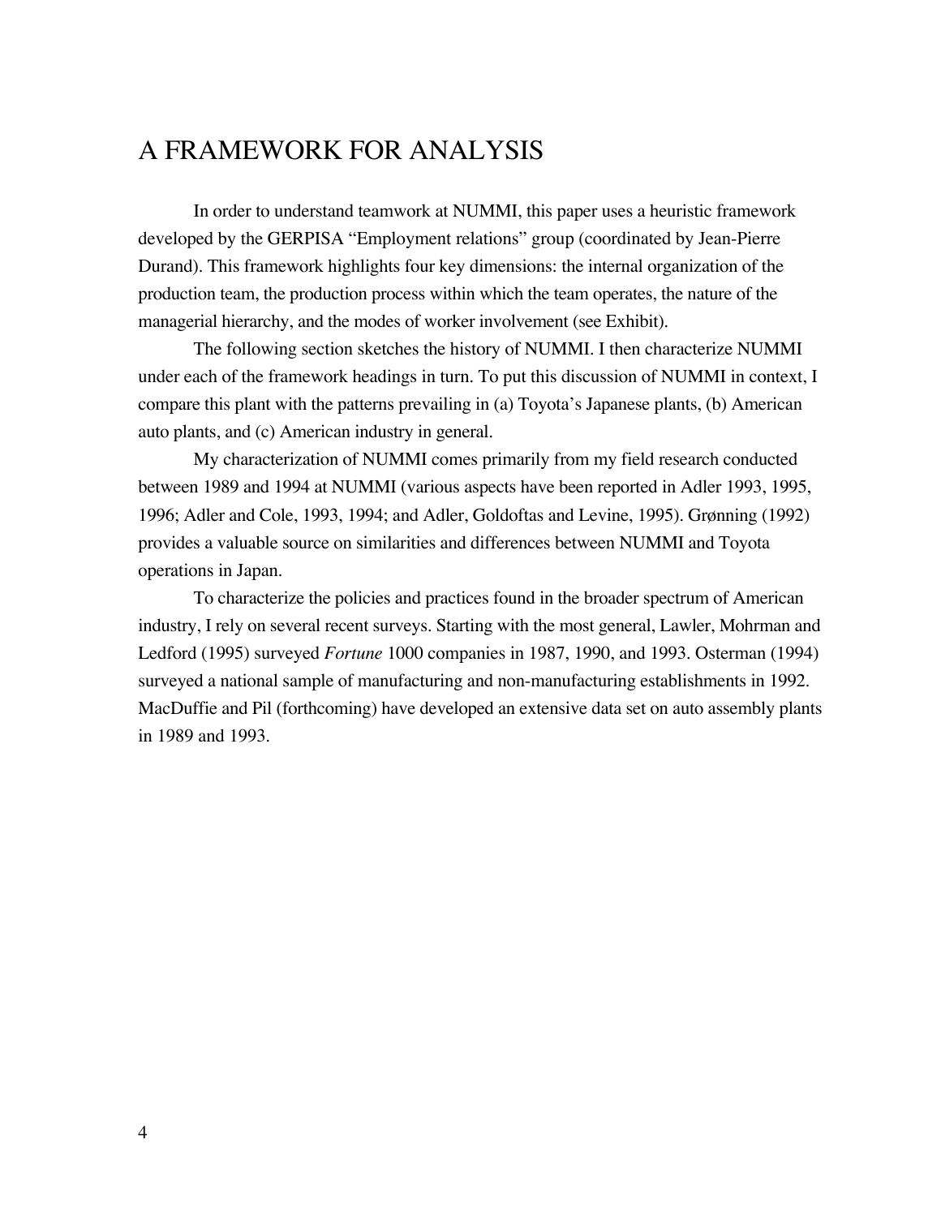# A FRAMEWORK FOR ANALYSIS

In order to understand teamwork at NUMMI, this paper uses a heuristic framework developed by the GERPISA "Employment relations" group (coordinated by Jean-Pierre Durand). This framework highlights four key dimensions: the internal organization of the production team, the production process within which the team operates, the nature of the managerial hierarchy, and the modes of worker involvement (see Exhibit).

The following section sketches the history of NUMMI. I then characterize NUMMI under each of the framework headings in turn. To put this discussion of NUMMI in context, I compare this plant with the patterns prevailing in (a) Toyota's Japanese plants, (b) American auto plants, and (c) American industry in general.

My characterization of NUMMI comes primarily from my field research conducted between 1989 and 1994 at NUMMI (various aspects have been reported in Adler 1993, 1995, 1996; Adler and Cole, 1993, 1994; and Adler, Goldoftas and Levine, 1995). Grønning (1992) provides a valuable source on similarities and differences between NUMMI and Toyota operations in Japan.

To characterize the policies and practices found in the broader spectrum of American industry, I rely on several recent surveys. Starting with the most general, Lawler, Mohrman and Ledford (1995) surveyed *Fortune* 1000 companies in 1987, 1990, and 1993. Osterman (1994) surveyed a national sample of manufacturing and non-manufacturing establishments in 1992. MacDuffie and Pil (forthcoming) have developed an extensive data set on auto assembly plants in 1989 and 1993.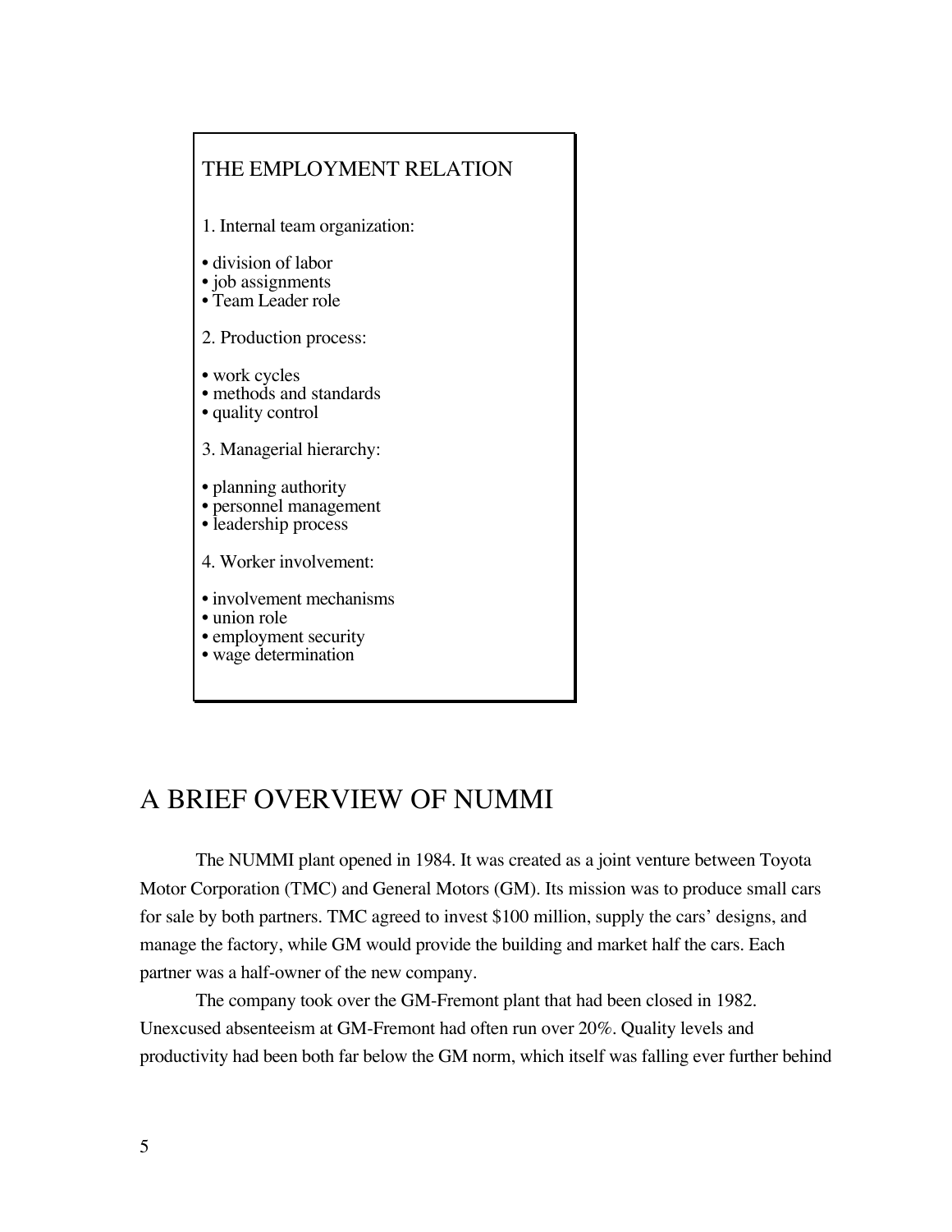THE EMPLOYMENT RELATION

1. Internal team organization:

- division of labor
- job assignments
- Team Leader role

2. Production process:

- work cycles
- methods and standards
- quality control

3. Managerial hierarchy:

- planning authority
- personnel management
- leadership process

4. Worker involvement:

- involvement mechanisms
- union role
- employment security
- wage determination

## A BRIEF OVERVIEW OF NUMMI

The NUMMI plant opened in 1984. It was created as a joint venture between Toyota Motor Corporation (TMC) and General Motors (GM). Its mission was to produce small cars for sale by both partners. TMC agreed to invest $100 million, supply the cars' designs, and manage the factory, while GM would provide the building and market half the cars. Each partner was a half-owner of the new company.

The company took over the GM-Fremont plant that had been closed in 1982. Unexcused absenteeism at GM-Fremont had often run over 20%. Quality levels and productivity had been both far below the GM norm, which itself was falling ever further behind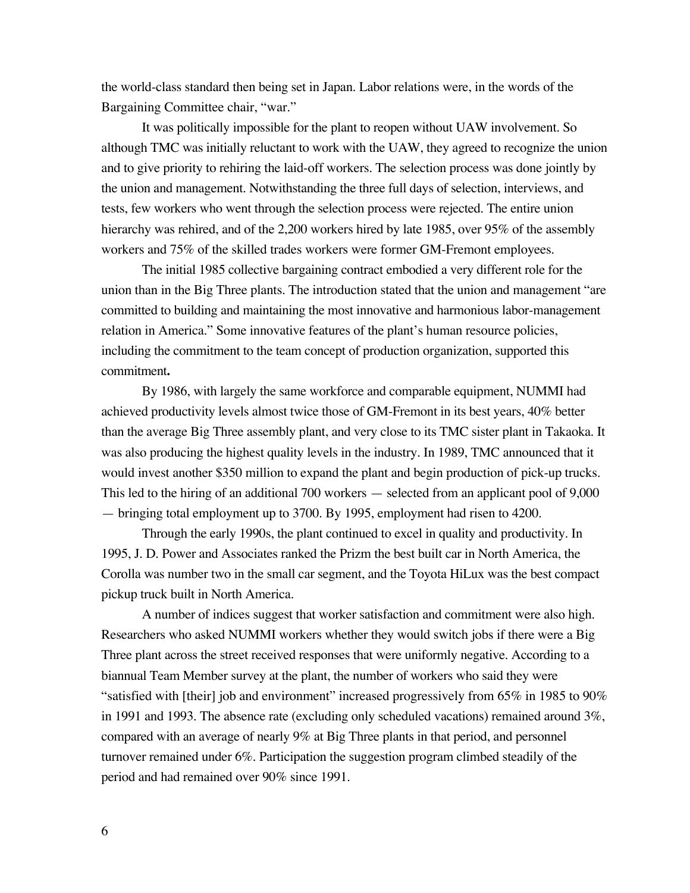the world-class standard then being set in Japan. Labor relations were, in the words of the Bargaining Committee chair, "war."

It was politically impossible for the plant to reopen without UAW involvement. So although TMC was initially reluctant to work with the UAW, they agreed to recognize the union and to give priority to rehiring the laid-off workers. The selection process was done jointly by the union and management. Notwithstanding the three full days of selection, interviews, and tests, few workers who went through the selection process were rejected. The entire union hierarchy was rehired, and of the 2,200 workers hired by late 1985, over 95% of the assembly workers and 75% of the skilled trades workers were former GM-Fremont employees.

The initial 1985 collective bargaining contract embodied a very different role for the union than in the Big Three plants. The introduction stated that the union and management "are committed to building and maintaining the most innovative and harmonious labor-management relation in America." Some innovative features of the plant's human resource policies, including the commitment to the team concept of production organization, supported this commitment**.**

By 1986, with largely the same workforce and comparable equipment, NUMMI had achieved productivity levels almost twice those of GM-Fremont in its best years, 40% better than the average Big Three assembly plant, and very close to its TMC sister plant in Takaoka. It was also producing the highest quality levels in the industry. In 1989, TMC announced that it would invest another $350 million to expand the plant and begin production of pick-up trucks. This led to the hiring of an additional 700 workers — selected from an applicant pool of 9,000 — bringing total employment up to 3700. By 1995, employment had risen to 4200.

Through the early 1990s, the plant continued to excel in quality and productivity. In 1995, J. D. Power and Associates ranked the Prizm the best built car in North America, the Corolla was number two in the small car segment, and the Toyota HiLux was the best compact pickup truck built in North America.

A number of indices suggest that worker satisfaction and commitment were also high. Researchers who asked NUMMI workers whether they would switch jobs if there were a Big Three plant across the street received responses that were uniformly negative. According to a biannual Team Member survey at the plant, the number of workers who said they were "satisfied with [their] job and environment" increased progressively from 65% in 1985 to 90% in 1991 and 1993. The absence rate (excluding only scheduled vacations) remained around 3%, compared with an average of nearly 9% at Big Three plants in that period, and personnel turnover remained under 6%. Participation the suggestion program climbed steadily of the period and had remained over 90% since 1991.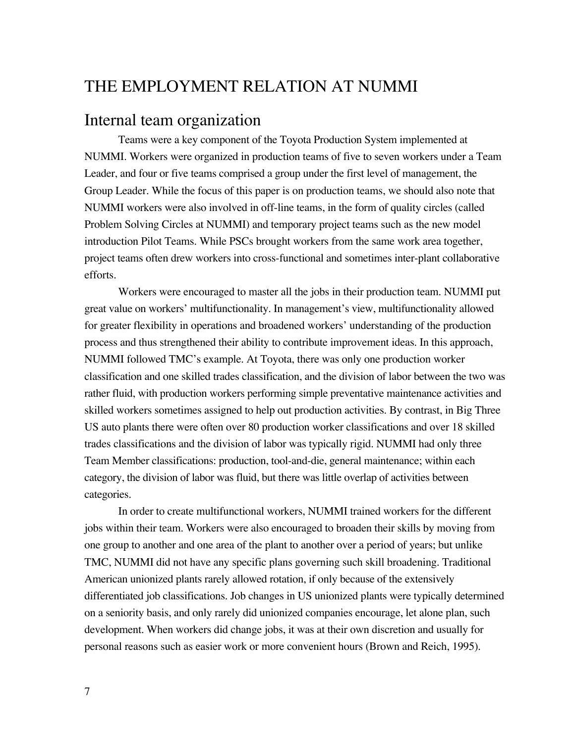# THE EMPLOYMENT RELATION AT NUMMI

## Internal team organization

Teams were a key component of the Toyota Production System implemented at NUMMI. Workers were organized in production teams of five to seven workers under a Team Leader, and four or five teams comprised a group under the first level of management, the Group Leader. While the focus of this paper is on production teams, we should also note that NUMMI workers were also involved in off-line teams, in the form of quality circles (called Problem Solving Circles at NUMMI) and temporary project teams such as the new model introduction Pilot Teams. While PSCs brought workers from the same work area together, project teams often drew workers into cross-functional and sometimes inter-plant collaborative efforts.

Workers were encouraged to master all the jobs in their production team. NUMMI put great value on workers' multifunctionality. In management's view, multifunctionality allowed for greater flexibility in operations and broadened workers' understanding of the production process and thus strengthened their ability to contribute improvement ideas. In this approach, NUMMI followed TMC's example. At Toyota, there was only one production worker classification and one skilled trades classification, and the division of labor between the two was rather fluid, with production workers performing simple preventative maintenance activities and skilled workers sometimes assigned to help out production activities. By contrast, in Big Three US auto plants there were often over 80 production worker classifications and over 18 skilled trades classifications and the division of labor was typically rigid. NUMMI had only three Team Member classifications: production, tool-and-die, general maintenance; within each category, the division of labor was fluid, but there was little overlap of activities between categories.

In order to create multifunctional workers, NUMMI trained workers for the different jobs within their team. Workers were also encouraged to broaden their skills by moving from one group to another and one area of the plant to another over a period of years; but unlike TMC, NUMMI did not have any specific plans governing such skill broadening. Traditional American unionized plants rarely allowed rotation, if only because of the extensively differentiated job classifications. Job changes in US unionized plants were typically determined on a seniority basis, and only rarely did unionized companies encourage, let alone plan, such development. When workers did change jobs, it was at their own discretion and usually for personal reasons such as easier work or more convenient hours (Brown and Reich, 1995).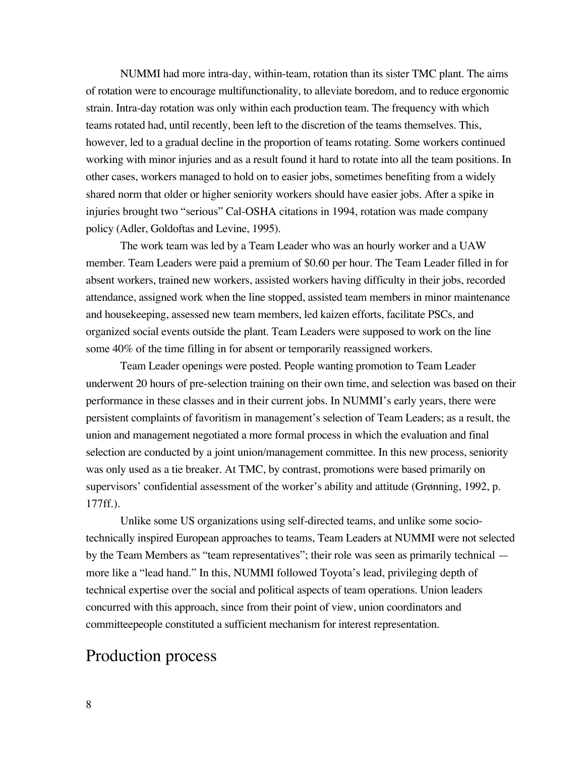NUMMI had more intra-day, within-team, rotation than its sister TMC plant. The aims of rotation were to encourage multifunctionality, to alleviate boredom, and to reduce ergonomic strain. Intra-day rotation was only within each production team. The frequency with which teams rotated had, until recently, been left to the discretion of the teams themselves. This, however, led to a gradual decline in the proportion of teams rotating. Some workers continued working with minor injuries and as a result found it hard to rotate into all the team positions. In other cases, workers managed to hold on to easier jobs, sometimes benefiting from a widely shared norm that older or higher seniority workers should have easier jobs. After a spike in injuries brought two "serious" Cal-OSHA citations in 1994, rotation was made company policy (Adler, Goldoftas and Levine, 1995).

The work team was led by a Team Leader who was an hourly worker and a UAW member. Team Leaders were paid a premium of $0.60 per hour. The Team Leader filled in for absent workers, trained new workers, assisted workers having difficulty in their jobs, recorded attendance, assigned work when the line stopped, assisted team members in minor maintenance and housekeeping, assessed new team members, led kaizen efforts, facilitate PSCs, and organized social events outside the plant. Team Leaders were supposed to work on the line some 40% of the time filling in for absent or temporarily reassigned workers.

Team Leader openings were posted. People wanting promotion to Team Leader underwent 20 hours of pre-selection training on their own time, and selection was based on their performance in these classes and in their current jobs. In NUMMI's early years, there were persistent complaints of favoritism in management's selection of Team Leaders; as a result, the union and management negotiated a more formal process in which the evaluation and final selection are conducted by a joint union/management committee. In this new process, seniority was only used as a tie breaker. At TMC, by contrast, promotions were based primarily on supervisors' confidential assessment of the worker's ability and attitude (Grønning, 1992, p. 177ff.).

Unlike some US organizations using self-directed teams, and unlike some socio-technically inspired European approaches to teams, Team Leaders at NUMMI were not selected by the Team Members as "team representatives"; their role was seen as primarily technical — more like a "lead hand." In this, NUMMI followed Toyota's lead, privileging depth of technical expertise over the social and political aspects of team operations. Union leaders concurred with this approach, since from their point of view, union coordinators and committeepeople constituted a sufficient mechanism for interest representation.

## Production process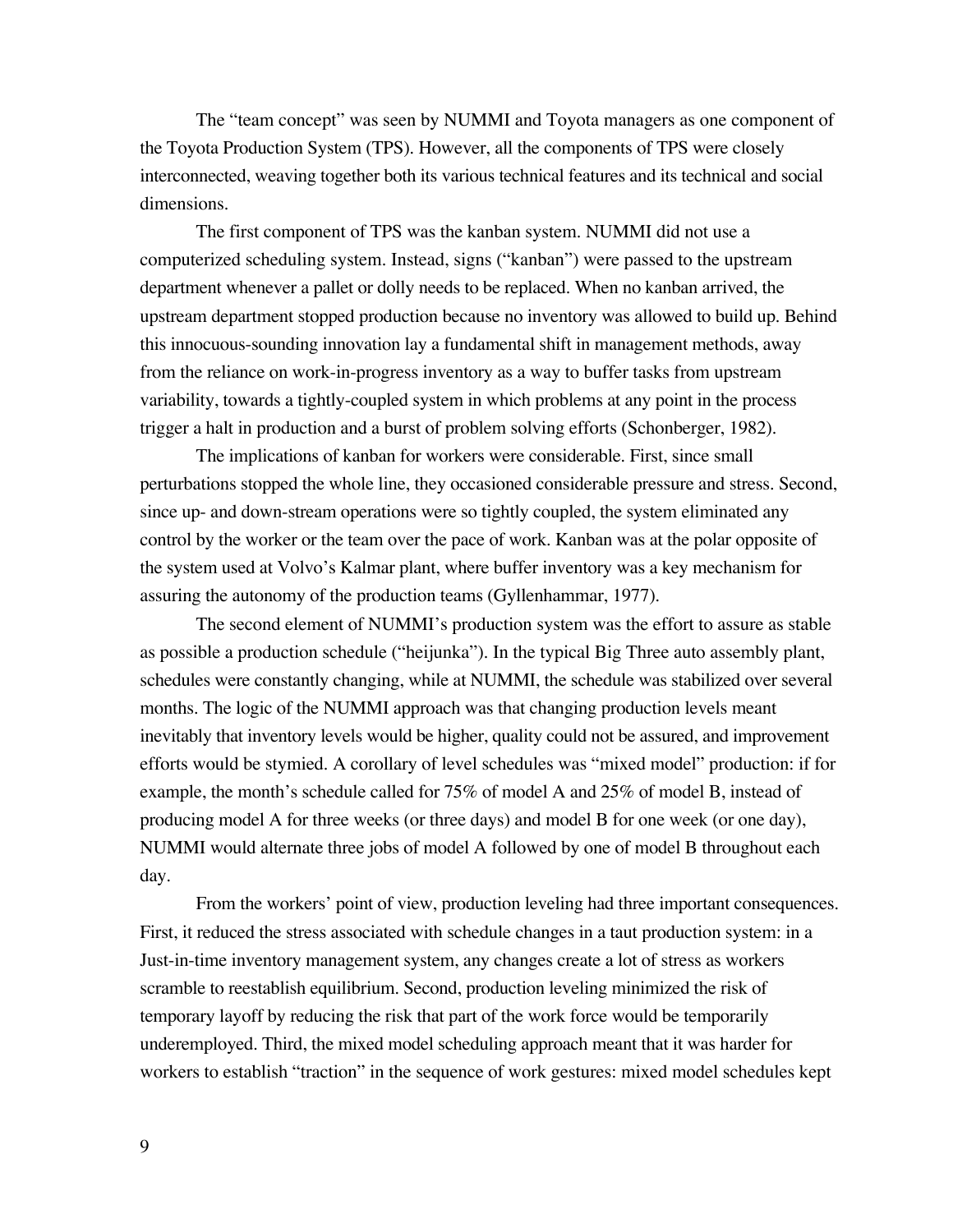The "team concept" was seen by NUMMI and Toyota managers as one component of the Toyota Production System (TPS). However, all the components of TPS were closely interconnected, weaving together both its various technical features and its technical and social dimensions.

The first component of TPS was the kanban system. NUMMI did not use a computerized scheduling system. Instead, signs ("kanban") were passed to the upstream department whenever a pallet or dolly needs to be replaced. When no kanban arrived, the upstream department stopped production because no inventory was allowed to build up. Behind this innocuous-sounding innovation lay a fundamental shift in management methods, away from the reliance on work-in-progress inventory as a way to buffer tasks from upstream variability, towards a tightly-coupled system in which problems at any point in the process trigger a halt in production and a burst of problem solving efforts (Schonberger, 1982).

The implications of kanban for workers were considerable. First, since small perturbations stopped the whole line, they occasioned considerable pressure and stress. Second, since up- and down-stream operations were so tightly coupled, the system eliminated any control by the worker or the team over the pace of work. Kanban was at the polar opposite of the system used at Volvo's Kalmar plant, where buffer inventory was a key mechanism for assuring the autonomy of the production teams (Gyllenhammar, 1977).

The second element of NUMMI's production system was the effort to assure as stable as possible a production schedule ("heijunka"). In the typical Big Three auto assembly plant, schedules were constantly changing, while at NUMMI, the schedule was stabilized over several months. The logic of the NUMMI approach was that changing production levels meant inevitably that inventory levels would be higher, quality could not be assured, and improvement efforts would be stymied. A corollary of level schedules was "mixed model" production: if for example, the month's schedule called for 75% of model A and 25% of model B, instead of producing model A for three weeks (or three days) and model B for one week (or one day), NUMMI would alternate three jobs of model A followed by one of model B throughout each day.

From the workers' point of view, production leveling had three important consequences. First, it reduced the stress associated with schedule changes in a taut production system: in a Just-in-time inventory management system, any changes create a lot of stress as workers scramble to reestablish equilibrium. Second, production leveling minimized the risk of temporary layoff by reducing the risk that part of the work force would be temporarily underemployed. Third, the mixed model scheduling approach meant that it was harder for workers to establish "traction" in the sequence of work gestures: mixed model schedules kept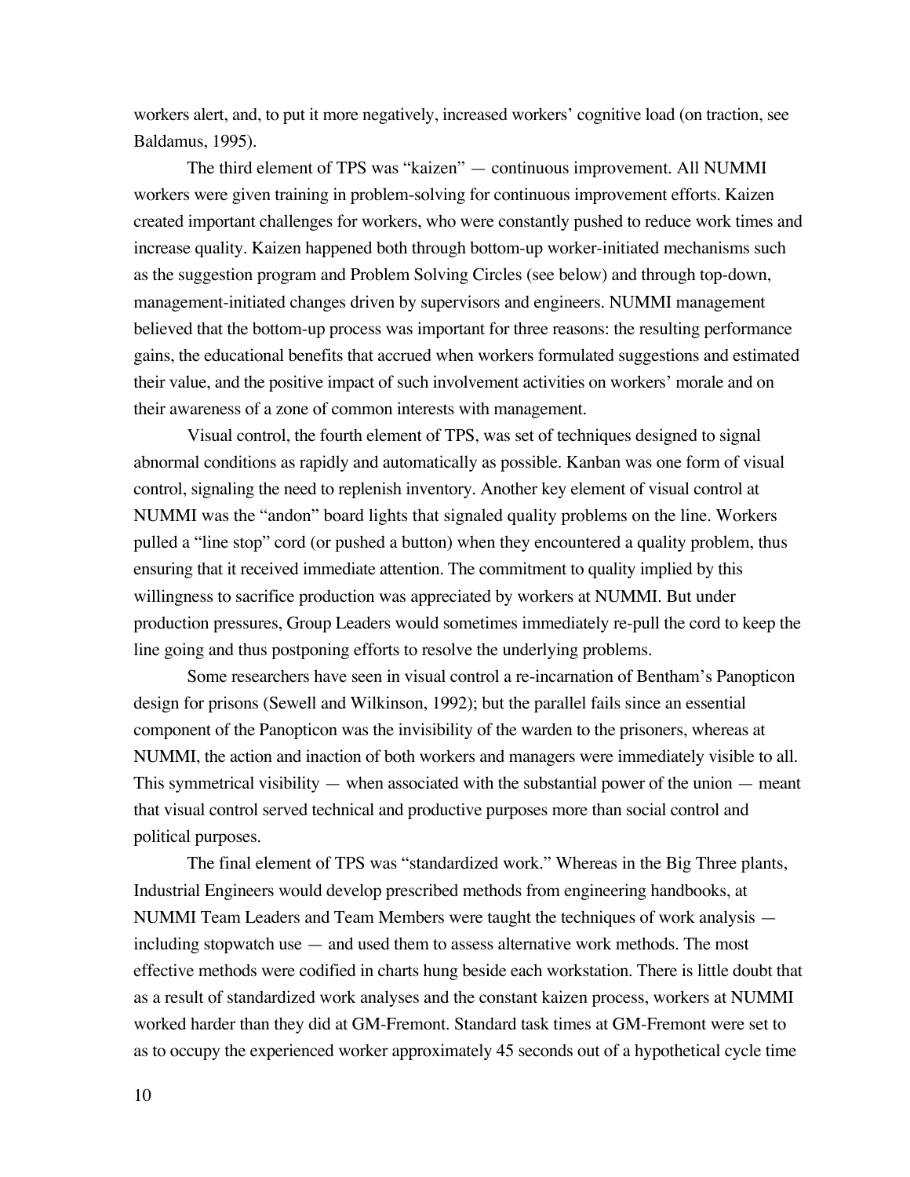workers alert, and, to put it more negatively, increased workers' cognitive load (on traction, see Baldamus, 1995).

The third element of TPS was "kaizen" — continuous improvement. All NUMMI workers were given training in problem-solving for continuous improvement efforts. Kaizen created important challenges for workers, who were constantly pushed to reduce work times and increase quality. Kaizen happened both through bottom-up worker-initiated mechanisms such as the suggestion program and Problem Solving Circles (see below) and through top-down, management-initiated changes driven by supervisors and engineers. NUMMI management believed that the bottom-up process was important for three reasons: the resulting performance gains, the educational benefits that accrued when workers formulated suggestions and estimated their value, and the positive impact of such involvement activities on workers' morale and on their awareness of a zone of common interests with management.

Visual control, the fourth element of TPS, was set of techniques designed to signal abnormal conditions as rapidly and automatically as possible. Kanban was one form of visual control, signaling the need to replenish inventory. Another key element of visual control at NUMMI was the "andon" board lights that signaled quality problems on the line. Workers pulled a "line stop" cord (or pushed a button) when they encountered a quality problem, thus ensuring that it received immediate attention. The commitment to quality implied by this willingness to sacrifice production was appreciated by workers at NUMMI. But under production pressures, Group Leaders would sometimes immediately re-pull the cord to keep the line going and thus postponing efforts to resolve the underlying problems.

Some researchers have seen in visual control a re-incarnation of Bentham's Panopticon design for prisons (Sewell and Wilkinson, 1992); but the parallel fails since an essential component of the Panopticon was the invisibility of the warden to the prisoners, whereas at NUMMI, the action and inaction of both workers and managers were immediately visible to all. This symmetrical visibility — when associated with the substantial power of the union — meant that visual control served technical and productive purposes more than social control and political purposes.

The final element of TPS was "standardized work." Whereas in the Big Three plants, Industrial Engineers would develop prescribed methods from engineering handbooks, at NUMMI Team Leaders and Team Members were taught the techniques of work analysis — including stopwatch use — and used them to assess alternative work methods. The most effective methods were codified in charts hung beside each workstation. There is little doubt that as a result of standardized work analyses and the constant kaizen process, workers at NUMMI worked harder than they did at GM-Fremont. Standard task times at GM-Fremont were set to as to occupy the experienced worker approximately 45 seconds out of a hypothetical cycle time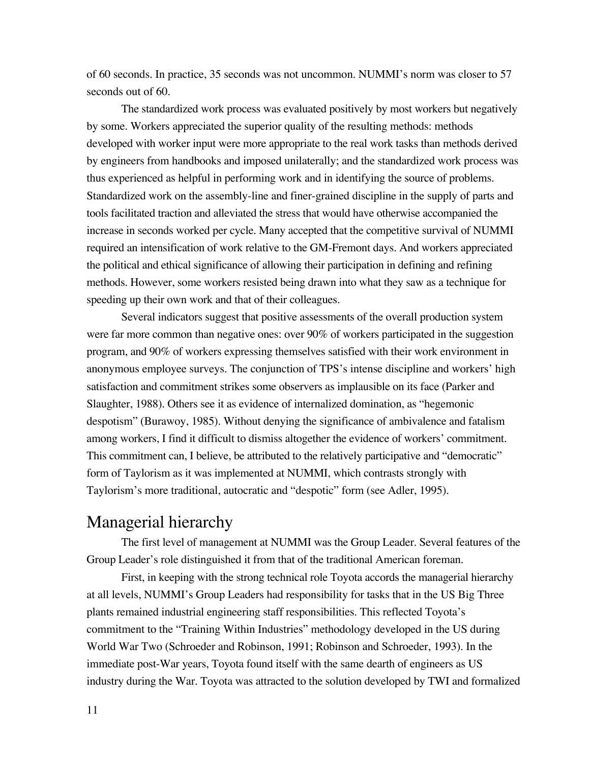of 60 seconds. In practice, 35 seconds was not uncommon. NUMMI's norm was closer to 57 seconds out of 60.

The standardized work process was evaluated positively by most workers but negatively by some. Workers appreciated the superior quality of the resulting methods: methods developed with worker input were more appropriate to the real work tasks than methods derived by engineers from handbooks and imposed unilaterally; and the standardized work process was thus experienced as helpful in performing work and in identifying the source of problems. Standardized work on the assembly-line and finer-grained discipline in the supply of parts and tools facilitated traction and alleviated the stress that would have otherwise accompanied the increase in seconds worked per cycle. Many accepted that the competitive survival of NUMMI required an intensification of work relative to the GM-Fremont days. And workers appreciated the political and ethical significance of allowing their participation in defining and refining methods. However, some workers resisted being drawn into what they saw as a technique for speeding up their own work and that of their colleagues.

Several indicators suggest that positive assessments of the overall production system were far more common than negative ones: over 90% of workers participated in the suggestion program, and 90% of workers expressing themselves satisfied with their work environment in anonymous employee surveys. The conjunction of TPS's intense discipline and workers' high satisfaction and commitment strikes some observers as implausible on its face (Parker and Slaughter, 1988). Others see it as evidence of internalized domination, as "hegemonic despotism" (Burawoy, 1985). Without denying the significance of ambivalence and fatalism among workers, I find it difficult to dismiss altogether the evidence of workers' commitment. This commitment can, I believe, be attributed to the relatively participative and "democratic" form of Taylorism as it was implemented at NUMMI, which contrasts strongly with Taylorism's more traditional, autocratic and "despotic" form (see Adler, 1995).

## Managerial hierarchy

The first level of management at NUMMI was the Group Leader. Several features of the Group Leader's role distinguished it from that of the traditional American foreman.

First, in keeping with the strong technical role Toyota accords the managerial hierarchy at all levels, NUMMI's Group Leaders had responsibility for tasks that in the US Big Three plants remained industrial engineering staff responsibilities. This reflected Toyota's commitment to the "Training Within Industries" methodology developed in the US during World War Two (Schroeder and Robinson, 1991; Robinson and Schroeder, 1993). In the immediate post-War years, Toyota found itself with the same dearth of engineers as US industry during the War. Toyota was attracted to the solution developed by TWI and formalized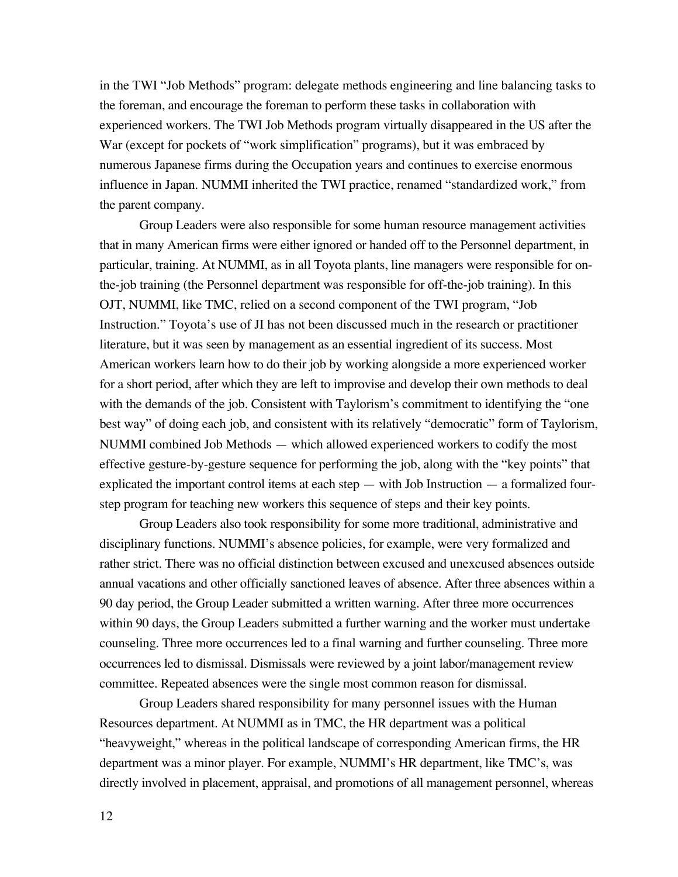in the TWI "Job Methods" program: delegate methods engineering and line balancing tasks to the foreman, and encourage the foreman to perform these tasks in collaboration with experienced workers. The TWI Job Methods program virtually disappeared in the US after the War (except for pockets of "work simplification" programs), but it was embraced by numerous Japanese firms during the Occupation years and continues to exercise enormous influence in Japan. NUMMI inherited the TWI practice, renamed "standardized work," from the parent company.

Group Leaders were also responsible for some human resource management activities that in many American firms were either ignored or handed off to the Personnel department, in particular, training. At NUMMI, as in all Toyota plants, line managers were responsible for on-the-job training (the Personnel department was responsible for off-the-job training). In this OJT, NUMMI, like TMC, relied on a second component of the TWI program, "Job Instruction." Toyota's use of JI has not been discussed much in the research or practitioner literature, but it was seen by management as an essential ingredient of its success. Most American workers learn how to do their job by working alongside a more experienced worker for a short period, after which they are left to improvise and develop their own methods to deal with the demands of the job. Consistent with Taylorism's commitment to identifying the "one best way" of doing each job, and consistent with its relatively "democratic" form of Taylorism, NUMMI combined Job Methods — which allowed experienced workers to codify the most effective gesture-by-gesture sequence for performing the job, along with the "key points" that explicated the important control items at each step — with Job Instruction — a formalized four-step program for teaching new workers this sequence of steps and their key points.

Group Leaders also took responsibility for some more traditional, administrative and disciplinary functions. NUMMI's absence policies, for example, were very formalized and rather strict. There was no official distinction between excused and unexcused absences outside annual vacations and other officially sanctioned leaves of absence. After three absences within a 90 day period, the Group Leader submitted a written warning. After three more occurrences within 90 days, the Group Leaders submitted a further warning and the worker must undertake counseling. Three more occurrences led to a final warning and further counseling. Three more occurrences led to dismissal. Dismissals were reviewed by a joint labor/management review committee. Repeated absences were the single most common reason for dismissal.

Group Leaders shared responsibility for many personnel issues with the Human Resources department. At NUMMI as in TMC, the HR department was a political "heavyweight," whereas in the political landscape of corresponding American firms, the HR department was a minor player. For example, NUMMI's HR department, like TMC's, was directly involved in placement, appraisal, and promotions of all management personnel, whereas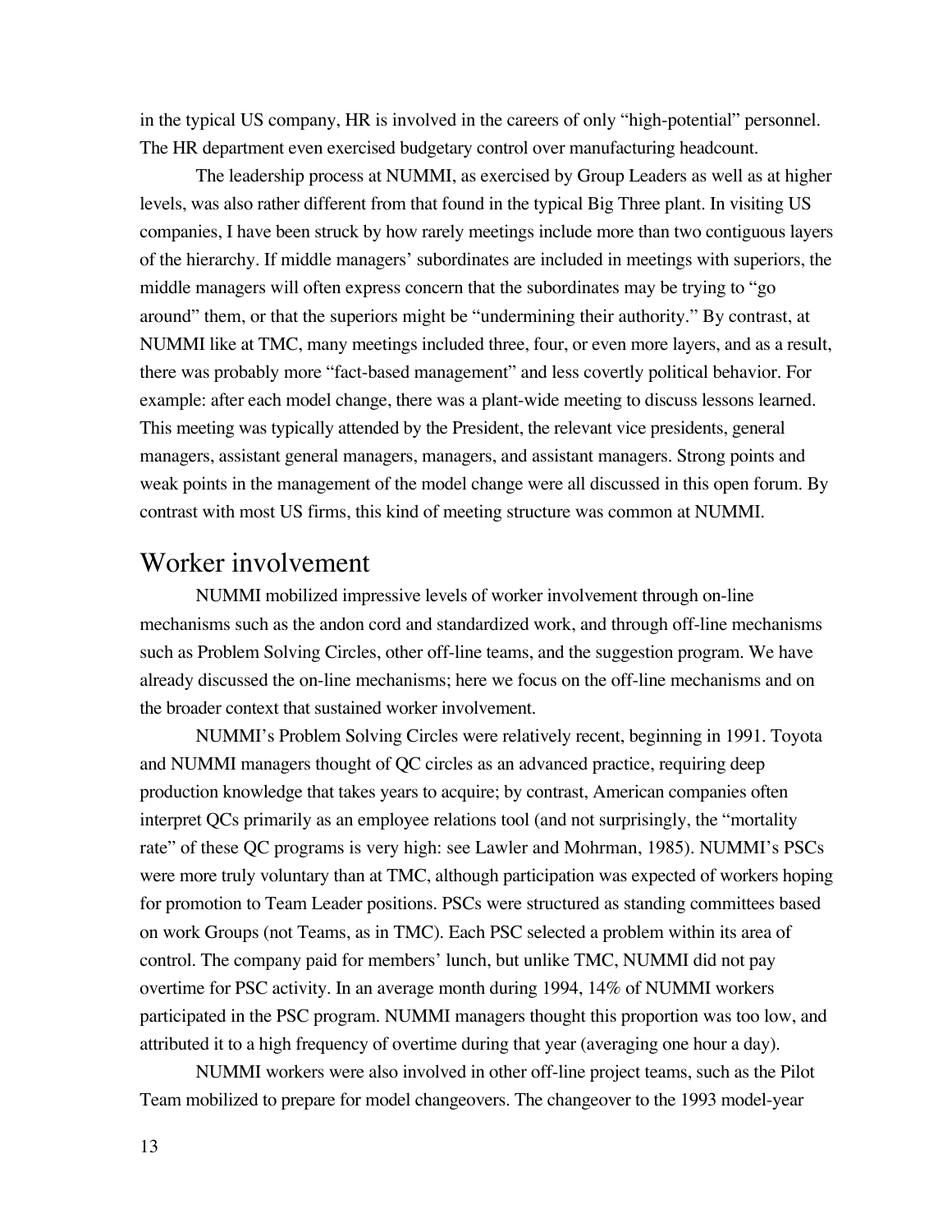in the typical US company, HR is involved in the careers of only "high-potential" personnel. The HR department even exercised budgetary control over manufacturing headcount.

The leadership process at NUMMI, as exercised by Group Leaders as well as at higher levels, was also rather different from that found in the typical Big Three plant. In visiting US companies, I have been struck by how rarely meetings include more than two contiguous layers of the hierarchy. If middle managers' subordinates are included in meetings with superiors, the middle managers will often express concern that the subordinates may be trying to "go around" them, or that the superiors might be "undermining their authority." By contrast, at NUMMI like at TMC, many meetings included three, four, or even more layers, and as a result, there was probably more "fact-based management" and less covertly political behavior. For example: after each model change, there was a plant-wide meeting to discuss lessons learned. This meeting was typically attended by the President, the relevant vice presidents, general managers, assistant general managers, managers, and assistant managers. Strong points and weak points in the management of the model change were all discussed in this open forum. By contrast with most US firms, this kind of meeting structure was common at NUMMI.

## Worker involvement

NUMMI mobilized impressive levels of worker involvement through on-line mechanisms such as the andon cord and standardized work, and through off-line mechanisms such as Problem Solving Circles, other off-line teams, and the suggestion program. We have already discussed the on-line mechanisms; here we focus on the off-line mechanisms and on the broader context that sustained worker involvement.

NUMMI's Problem Solving Circles were relatively recent, beginning in 1991. Toyota and NUMMI managers thought of QC circles as an advanced practice, requiring deep production knowledge that takes years to acquire; by contrast, American companies often interpret QCs primarily as an employee relations tool (and not surprisingly, the "mortality rate" of these QC programs is very high: see Lawler and Mohrman, 1985). NUMMI's PSCs were more truly voluntary than at TMC, although participation was expected of workers hoping for promotion to Team Leader positions. PSCs were structured as standing committees based on work Groups (not Teams, as in TMC). Each PSC selected a problem within its area of control. The company paid for members' lunch, but unlike TMC, NUMMI did not pay overtime for PSC activity. In an average month during 1994, 14% of NUMMI workers participated in the PSC program. NUMMI managers thought this proportion was too low, and attributed it to a high frequency of overtime during that year (averaging one hour a day).

NUMMI workers were also involved in other off-line project teams, such as the Pilot Team mobilized to prepare for model changeovers. The changeover to the 1993 model-year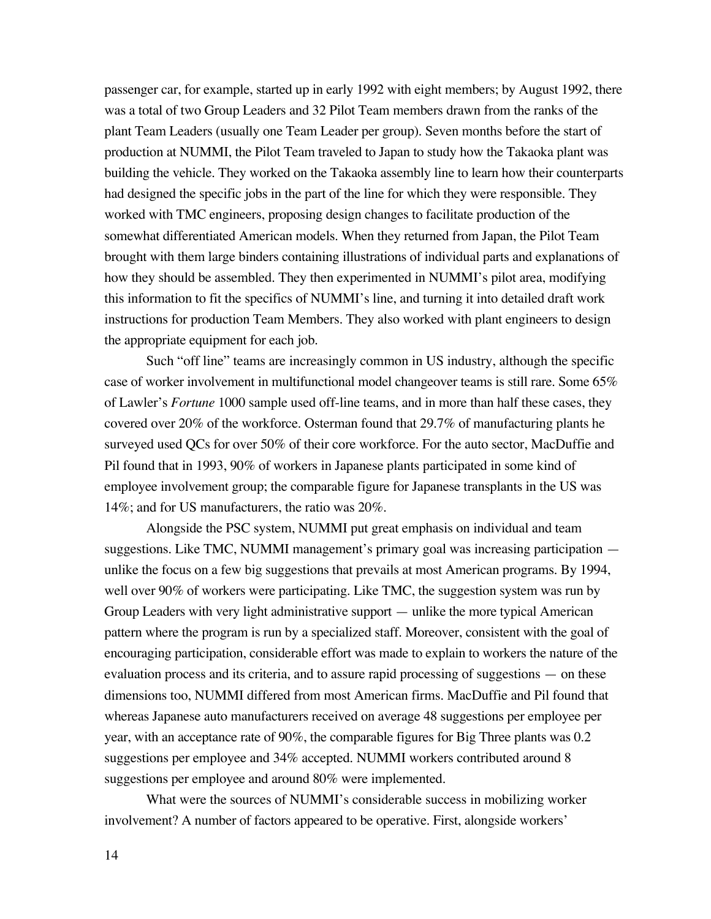passenger car, for example, started up in early 1992 with eight members; by August 1992, there was a total of two Group Leaders and 32 Pilot Team members drawn from the ranks of the plant Team Leaders (usually one Team Leader per group). Seven months before the start of production at NUMMI, the Pilot Team traveled to Japan to study how the Takaoka plant was building the vehicle. They worked on the Takaoka assembly line to learn how their counterparts had designed the specific jobs in the part of the line for which they were responsible. They worked with TMC engineers, proposing design changes to facilitate production of the somewhat differentiated American models. When they returned from Japan, the Pilot Team brought with them large binders containing illustrations of individual parts and explanations of how they should be assembled. They then experimented in NUMMI's pilot area, modifying this information to fit the specifics of NUMMI's line, and turning it into detailed draft work instructions for production Team Members. They also worked with plant engineers to design the appropriate equipment for each job.

Such "off line" teams are increasingly common in US industry, although the specific case of worker involvement in multifunctional model changeover teams is still rare. Some 65% of Lawler's *Fortune* 1000 sample used off-line teams, and in more than half these cases, they covered over 20% of the workforce. Osterman found that 29.7% of manufacturing plants he surveyed used QCs for over 50% of their core workforce. For the auto sector, MacDuffie and Pil found that in 1993, 90% of workers in Japanese plants participated in some kind of employee involvement group; the comparable figure for Japanese transplants in the US was 14%; and for US manufacturers, the ratio was 20%.

Alongside the PSC system, NUMMI put great emphasis on individual and team suggestions. Like TMC, NUMMI management's primary goal was increasing participation — unlike the focus on a few big suggestions that prevails at most American programs. By 1994, well over 90% of workers were participating. Like TMC, the suggestion system was run by Group Leaders with very light administrative support — unlike the more typical American pattern where the program is run by a specialized staff. Moreover, consistent with the goal of encouraging participation, considerable effort was made to explain to workers the nature of the evaluation process and its criteria, and to assure rapid processing of suggestions — on these dimensions too, NUMMI differed from most American firms. MacDuffie and Pil found that whereas Japanese auto manufacturers received on average 48 suggestions per employee per year, with an acceptance rate of 90%, the comparable figures for Big Three plants was 0.2 suggestions per employee and 34% accepted. NUMMI workers contributed around 8 suggestions per employee and around 80% were implemented.

What were the sources of NUMMI's considerable success in mobilizing worker involvement? A number of factors appeared to be operative. First, alongside workers'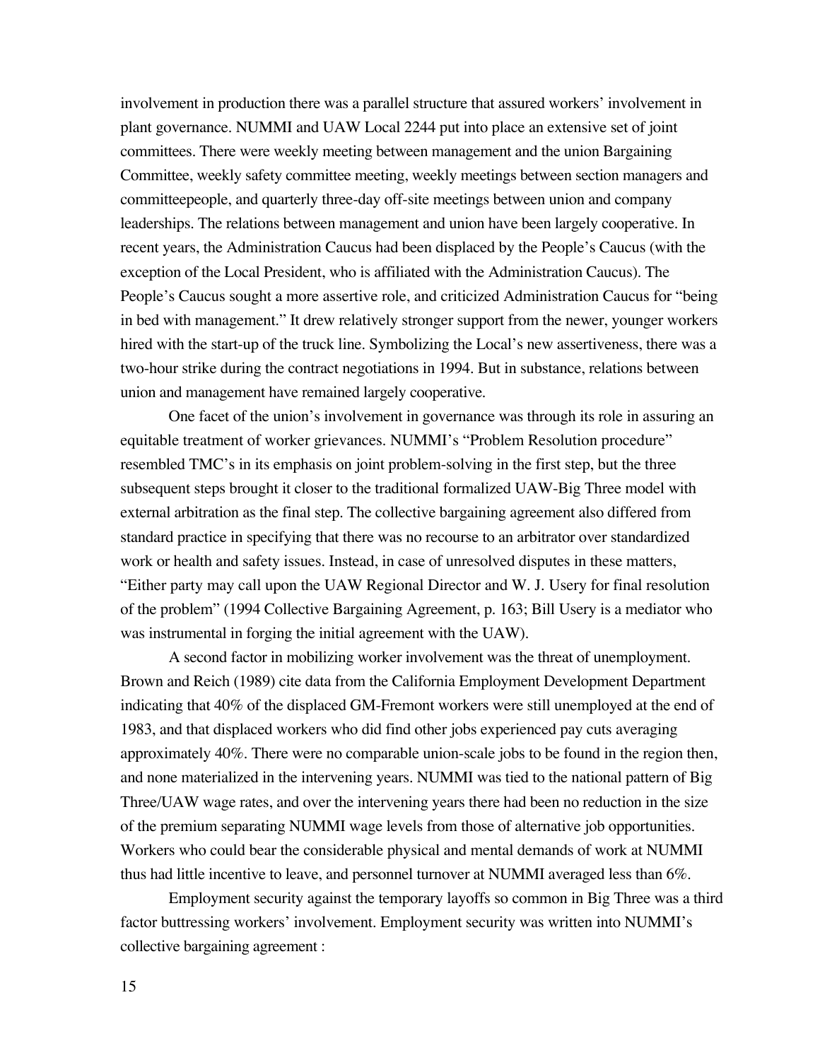involvement in production there was a parallel structure that assured workers' involvement in plant governance. NUMMI and UAW Local 2244 put into place an extensive set of joint committees. There were weekly meeting between management and the union Bargaining Committee, weekly safety committee meeting, weekly meetings between section managers and committeepeople, and quarterly three-day off-site meetings between union and company leaderships. The relations between management and union have been largely cooperative. In recent years, the Administration Caucus had been displaced by the People's Caucus (with the exception of the Local President, who is affiliated with the Administration Caucus). The People's Caucus sought a more assertive role, and criticized Administration Caucus for "being in bed with management." It drew relatively stronger support from the newer, younger workers hired with the start-up of the truck line. Symbolizing the Local's new assertiveness, there was a two-hour strike during the contract negotiations in 1994. But in substance, relations between union and management have remained largely cooperative.

One facet of the union's involvement in governance was through its role in assuring an equitable treatment of worker grievances. NUMMI's "Problem Resolution procedure" resembled TMC's in its emphasis on joint problem-solving in the first step, but the three subsequent steps brought it closer to the traditional formalized UAW-Big Three model with external arbitration as the final step. The collective bargaining agreement also differed from standard practice in specifying that there was no recourse to an arbitrator over standardized work or health and safety issues. Instead, in case of unresolved disputes in these matters, "Either party may call upon the UAW Regional Director and W. J. Usery for final resolution of the problem" (1994 Collective Bargaining Agreement, p. 163; Bill Usery is a mediator who was instrumental in forging the initial agreement with the UAW).

A second factor in mobilizing worker involvement was the threat of unemployment. Brown and Reich (1989) cite data from the California Employment Development Department indicating that 40% of the displaced GM-Fremont workers were still unemployed at the end of 1983, and that displaced workers who did find other jobs experienced pay cuts averaging approximately 40%. There were no comparable union-scale jobs to be found in the region then, and none materialized in the intervening years. NUMMI was tied to the national pattern of Big Three/UAW wage rates, and over the intervening years there had been no reduction in the size of the premium separating NUMMI wage levels from those of alternative job opportunities. Workers who could bear the considerable physical and mental demands of work at NUMMI thus had little incentive to leave, and personnel turnover at NUMMI averaged less than 6%.

Employment security against the temporary layoffs so common in Big Three was a third factor buttressing workers' involvement. Employment security was written into NUMMI's collective bargaining agreement :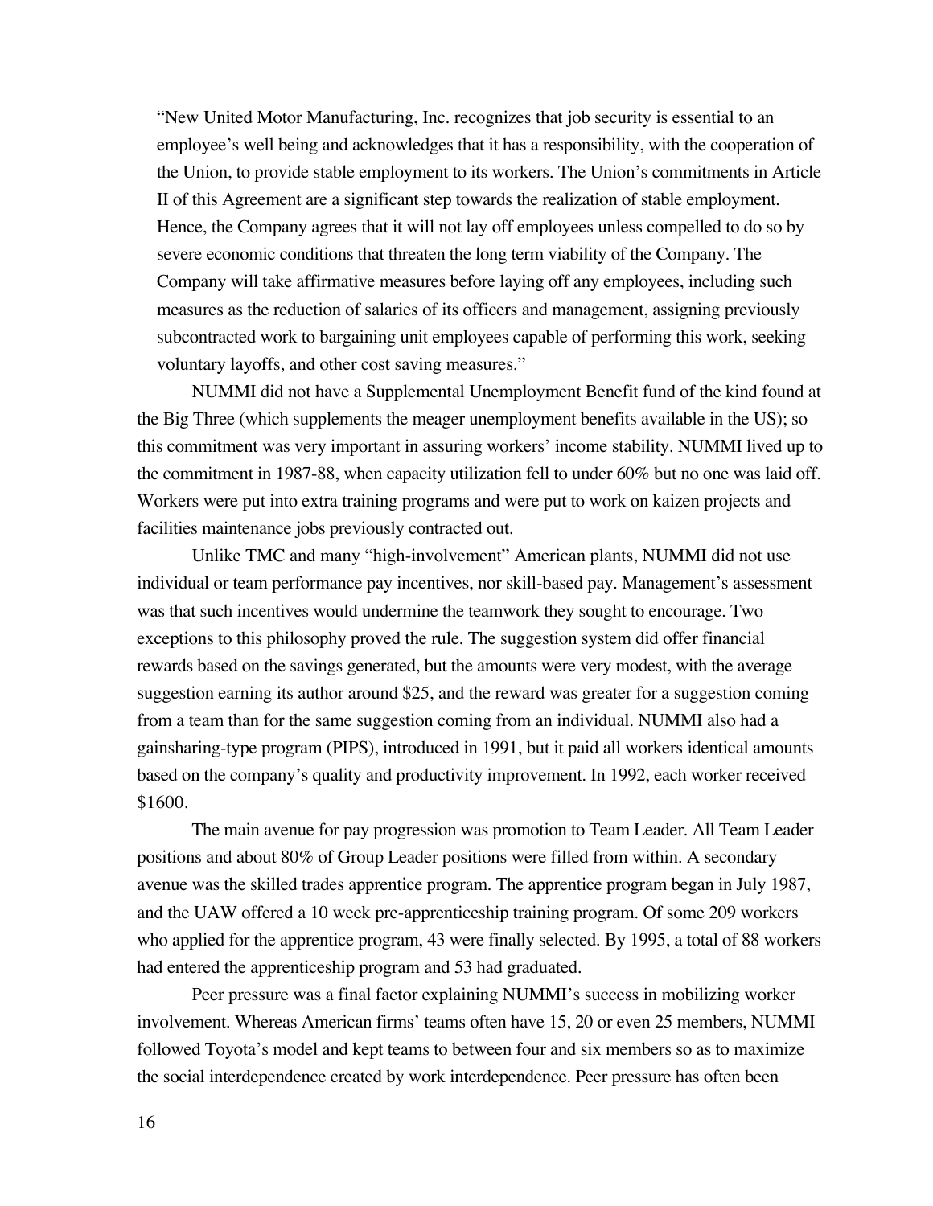> "New United Motor Manufacturing, Inc. recognizes that job security is essential to an employee's well being and acknowledges that it has a responsibility, with the cooperation of the Union, to provide stable employment to its workers. The Union's commitments in Article II of this Agreement are a significant step towards the realization of stable employment. Hence, the Company agrees that it will not lay off employees unless compelled to do so by severe economic conditions that threaten the long term viability of the Company. The Company will take affirmative measures before laying off any employees, including such measures as the reduction of salaries of its officers and management, assigning previously subcontracted work to bargaining unit employees capable of performing this work, seeking voluntary layoffs, and other cost saving measures."

NUMMI did not have a Supplemental Unemployment Benefit fund of the kind found at the Big Three (which supplements the meager unemployment benefits available in the US); so this commitment was very important in assuring workers' income stability. NUMMI lived up to the commitment in 1987-88, when capacity utilization fell to under 60% but no one was laid off. Workers were put into extra training programs and were put to work on kaizen projects and facilities maintenance jobs previously contracted out.

Unlike TMC and many "high-involvement" American plants, NUMMI did not use individual or team performance pay incentives, nor skill-based pay. Management's assessment was that such incentives would undermine the teamwork they sought to encourage. Two exceptions to this philosophy proved the rule. The suggestion system did offer financial rewards based on the savings generated, but the amounts were very modest, with the average suggestion earning its author around $25, and the reward was greater for a suggestion coming from a team than for the same suggestion coming from an individual. NUMMI also had a gainsharing-type program (PIPS), introduced in 1991, but it paid all workers identical amounts based on the company's quality and productivity improvement. In 1992, each worker received $1600.

The main avenue for pay progression was promotion to Team Leader. All Team Leader positions and about 80% of Group Leader positions were filled from within. A secondary avenue was the skilled trades apprentice program. The apprentice program began in July 1987, and the UAW offered a 10 week pre-apprenticeship training program. Of some 209 workers who applied for the apprentice program, 43 were finally selected. By 1995, a total of 88 workers had entered the apprenticeship program and 53 had graduated.

Peer pressure was a final factor explaining NUMMI's success in mobilizing worker involvement. Whereas American firms' teams often have 15, 20 or even 25 members, NUMMI followed Toyota's model and kept teams to between four and six members so as to maximize the social interdependence created by work interdependence. Peer pressure has often been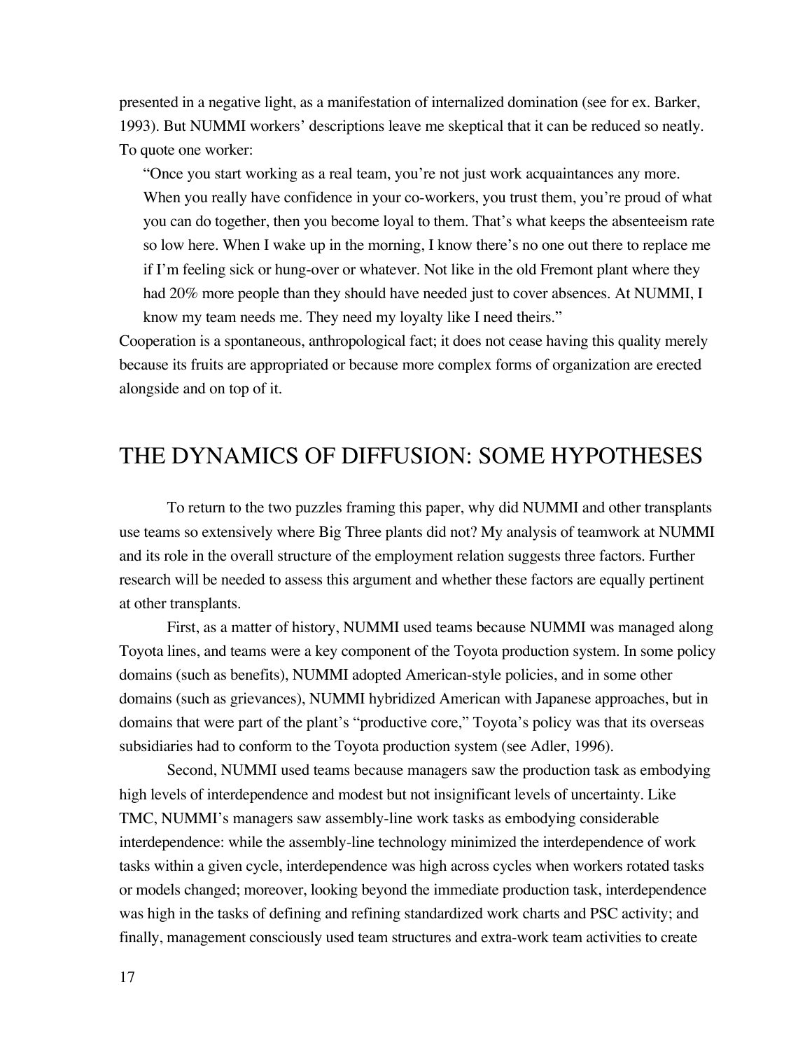presented in a negative light, as a manifestation of internalized domination (see for ex. Barker, 1993). But NUMMI workers' descriptions leave me skeptical that it can be reduced so neatly. To quote one worker:

> "Once you start working as a real team, you're not just work acquaintances any more. When you really have confidence in your co-workers, you trust them, you're proud of what you can do together, then you become loyal to them. That's what keeps the absenteeism rate so low here. When I wake up in the morning, I know there's no one out there to replace me if I'm feeling sick or hung-over or whatever. Not like in the old Fremont plant where they had 20% more people than they should have needed just to cover absences. At NUMMI, I know my team needs me. They need my loyalty like I need theirs."

Cooperation is a spontaneous, anthropological fact; it does not cease having this quality merely because its fruits are appropriated or because more complex forms of organization are erected alongside and on top of it.

# THE DYNAMICS OF DIFFUSION: SOME HYPOTHESES

To return to the two puzzles framing this paper, why did NUMMI and other transplants use teams so extensively where Big Three plants did not? My analysis of teamwork at NUMMI and its role in the overall structure of the employment relation suggests three factors. Further research will be needed to assess this argument and whether these factors are equally pertinent at other transplants.

First, as a matter of history, NUMMI used teams because NUMMI was managed along Toyota lines, and teams were a key component of the Toyota production system. In some policy domains (such as benefits), NUMMI adopted American-style policies, and in some other domains (such as grievances), NUMMI hybridized American with Japanese approaches, but in domains that were part of the plant's "productive core," Toyota's policy was that its overseas subsidiaries had to conform to the Toyota production system (see Adler, 1996).

Second, NUMMI used teams because managers saw the production task as embodying high levels of interdependence and modest but not insignificant levels of uncertainty. Like TMC, NUMMI's managers saw assembly-line work tasks as embodying considerable interdependence: while the assembly-line technology minimized the interdependence of work tasks within a given cycle, interdependence was high across cycles when workers rotated tasks or models changed; moreover, looking beyond the immediate production task, interdependence was high in the tasks of defining and refining standardized work charts and PSC activity; and finally, management consciously used team structures and extra-work team activities to create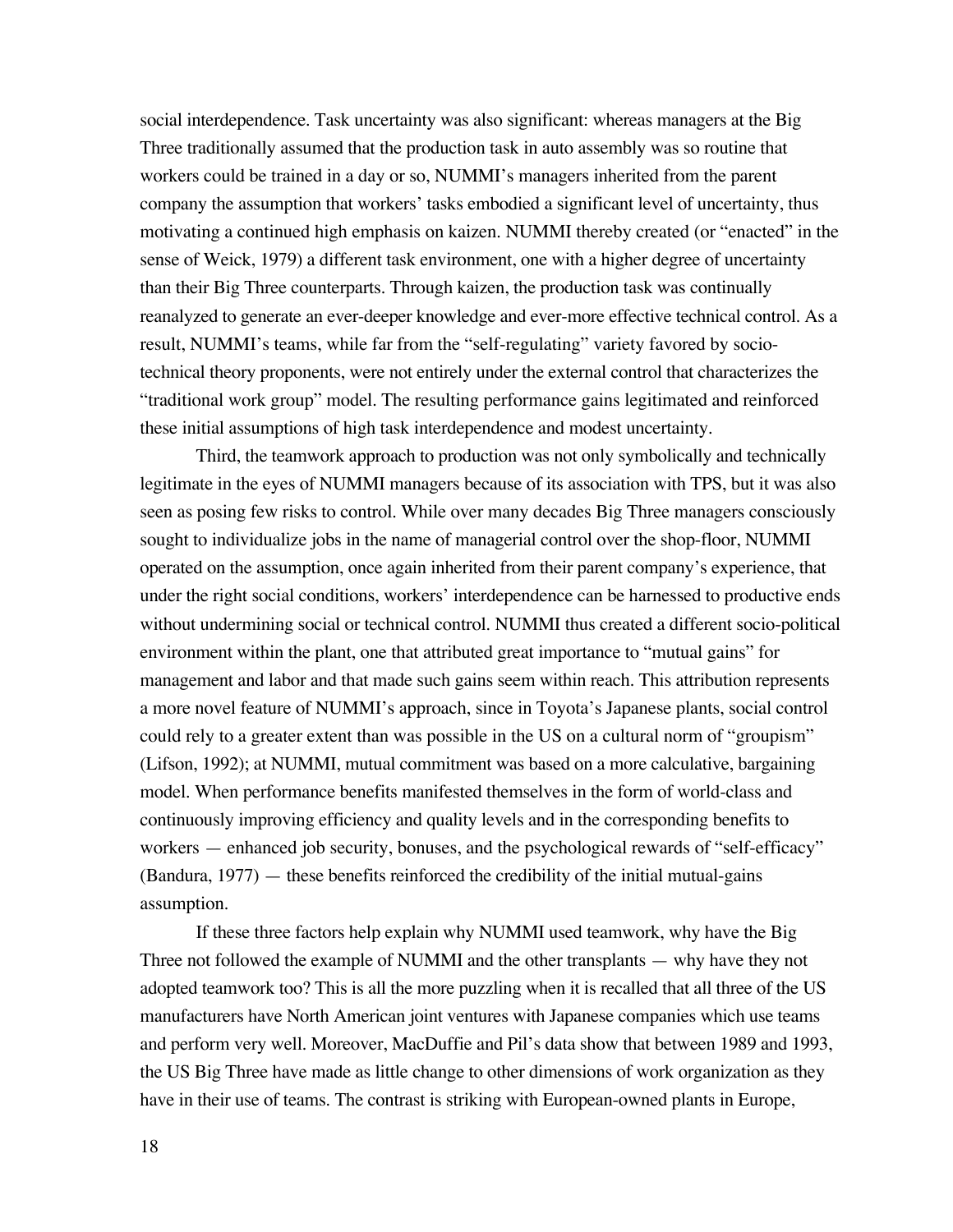social interdependence. Task uncertainty was also significant: whereas managers at the Big Three traditionally assumed that the production task in auto assembly was so routine that workers could be trained in a day or so, NUMMI's managers inherited from the parent company the assumption that workers' tasks embodied a significant level of uncertainty, thus motivating a continued high emphasis on kaizen. NUMMI thereby created (or "enacted" in the sense of Weick, 1979) a different task environment, one with a higher degree of uncertainty than their Big Three counterparts. Through kaizen, the production task was continually reanalyzed to generate an ever-deeper knowledge and ever-more effective technical control. As a result, NUMMI's teams, while far from the "self-regulating" variety favored by socio-technical theory proponents, were not entirely under the external control that characterizes the "traditional work group" model. The resulting performance gains legitimated and reinforced these initial assumptions of high task interdependence and modest uncertainty.

Third, the teamwork approach to production was not only symbolically and technically legitimate in the eyes of NUMMI managers because of its association with TPS, but it was also seen as posing few risks to control. While over many decades Big Three managers consciously sought to individualize jobs in the name of managerial control over the shop-floor, NUMMI operated on the assumption, once again inherited from their parent company's experience, that under the right social conditions, workers' interdependence can be harnessed to productive ends without undermining social or technical control. NUMMI thus created a different socio-political environment within the plant, one that attributed great importance to "mutual gains" for management and labor and that made such gains seem within reach. This attribution represents a more novel feature of NUMMI's approach, since in Toyota's Japanese plants, social control could rely to a greater extent than was possible in the US on a cultural norm of "groupism" (Lifson, 1992); at NUMMI, mutual commitment was based on a more calculative, bargaining model. When performance benefits manifested themselves in the form of world-class and continuously improving efficiency and quality levels and in the corresponding benefits to workers — enhanced job security, bonuses, and the psychological rewards of "self-efficacy" (Bandura, 1977) — these benefits reinforced the credibility of the initial mutual-gains assumption.

If these three factors help explain why NUMMI used teamwork, why have the Big Three not followed the example of NUMMI and the other transplants — why have they not adopted teamwork too? This is all the more puzzling when it is recalled that all three of the US manufacturers have North American joint ventures with Japanese companies which use teams and perform very well. Moreover, MacDuffie and Pil's data show that between 1989 and 1993, the US Big Three have made as little change to other dimensions of work organization as they have in their use of teams. The contrast is striking with European-owned plants in Europe,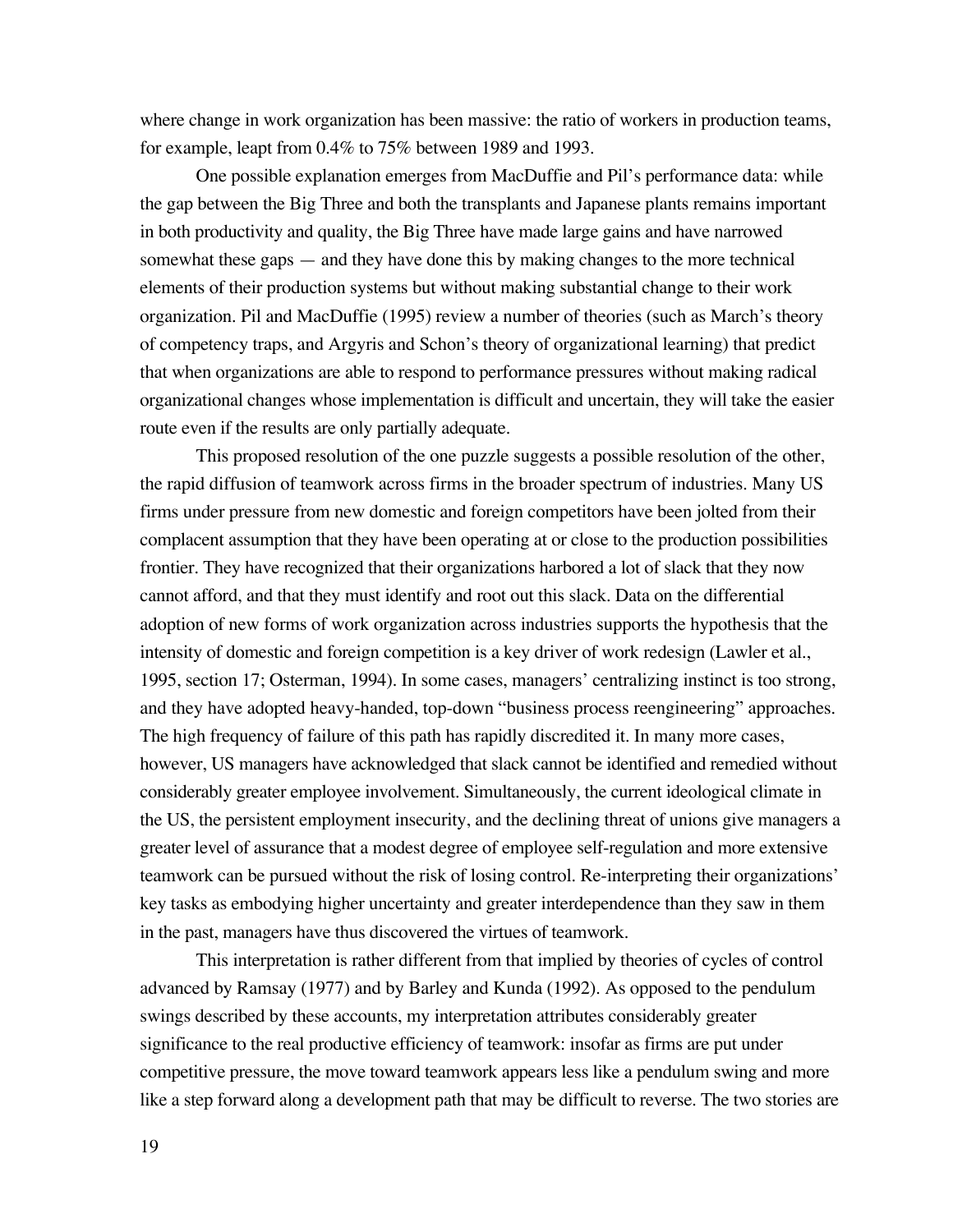where change in work organization has been massive: the ratio of workers in production teams, for example, leapt from 0.4% to 75% between 1989 and 1993.

One possible explanation emerges from MacDuffie and Pil's performance data: while the gap between the Big Three and both the transplants and Japanese plants remains important in both productivity and quality, the Big Three have made large gains and have narrowed somewhat these gaps — and they have done this by making changes to the more technical elements of their production systems but without making substantial change to their work organization. Pil and MacDuffie (1995) review a number of theories (such as March's theory of competency traps, and Argyris and Schon's theory of organizational learning) that predict that when organizations are able to respond to performance pressures without making radical organizational changes whose implementation is difficult and uncertain, they will take the easier route even if the results are only partially adequate.

This proposed resolution of the one puzzle suggests a possible resolution of the other, the rapid diffusion of teamwork across firms in the broader spectrum of industries. Many US firms under pressure from new domestic and foreign competitors have been jolted from their complacent assumption that they have been operating at or close to the production possibilities frontier. They have recognized that their organizations harbored a lot of slack that they now cannot afford, and that they must identify and root out this slack. Data on the differential adoption of new forms of work organization across industries supports the hypothesis that the intensity of domestic and foreign competition is a key driver of work redesign (Lawler et al., 1995, section 17; Osterman, 1994). In some cases, managers' centralizing instinct is too strong, and they have adopted heavy-handed, top-down "business process reengineering" approaches. The high frequency of failure of this path has rapidly discredited it. In many more cases, however, US managers have acknowledged that slack cannot be identified and remedied without considerably greater employee involvement. Simultaneously, the current ideological climate in the US, the persistent employment insecurity, and the declining threat of unions give managers a greater level of assurance that a modest degree of employee self-regulation and more extensive teamwork can be pursued without the risk of losing control. Re-interpreting their organizations' key tasks as embodying higher uncertainty and greater interdependence than they saw in them in the past, managers have thus discovered the virtues of teamwork.

This interpretation is rather different from that implied by theories of cycles of control advanced by Ramsay (1977) and by Barley and Kunda (1992). As opposed to the pendulum swings described by these accounts, my interpretation attributes considerably greater significance to the real productive efficiency of teamwork: insofar as firms are put under competitive pressure, the move toward teamwork appears less like a pendulum swing and more like a step forward along a development path that may be difficult to reverse. The two stories are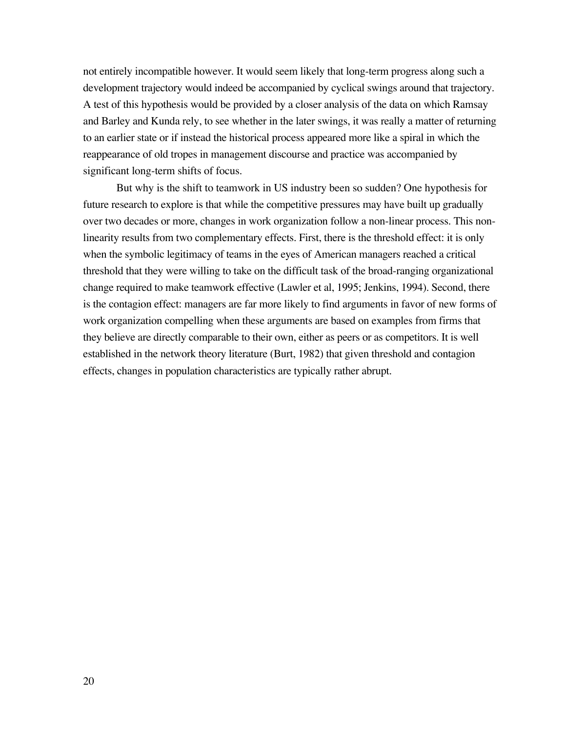not entirely incompatible however. It would seem likely that long-term progress along such a development trajectory would indeed be accompanied by cyclical swings around that trajectory. A test of this hypothesis would be provided by a closer analysis of the data on which Ramsay and Barley and Kunda rely, to see whether in the later swings, it was really a matter of returning to an earlier state or if instead the historical process appeared more like a spiral in which the reappearance of old tropes in management discourse and practice was accompanied by significant long-term shifts of focus.

But why is the shift to teamwork in US industry been so sudden? One hypothesis for future research to explore is that while the competitive pressures may have built up gradually over two decades or more, changes in work organization follow a non-linear process. This non-linearity results from two complementary effects. First, there is the threshold effect: it is only when the symbolic legitimacy of teams in the eyes of American managers reached a critical threshold that they were willing to take on the difficult task of the broad-ranging organizational change required to make teamwork effective (Lawler et al, 1995; Jenkins, 1994). Second, there is the contagion effect: managers are far more likely to find arguments in favor of new forms of work organization compelling when these arguments are based on examples from firms that they believe are directly comparable to their own, either as peers or as competitors. It is well established in the network theory literature (Burt, 1982) that given threshold and contagion effects, changes in population characteristics are typically rather abrupt.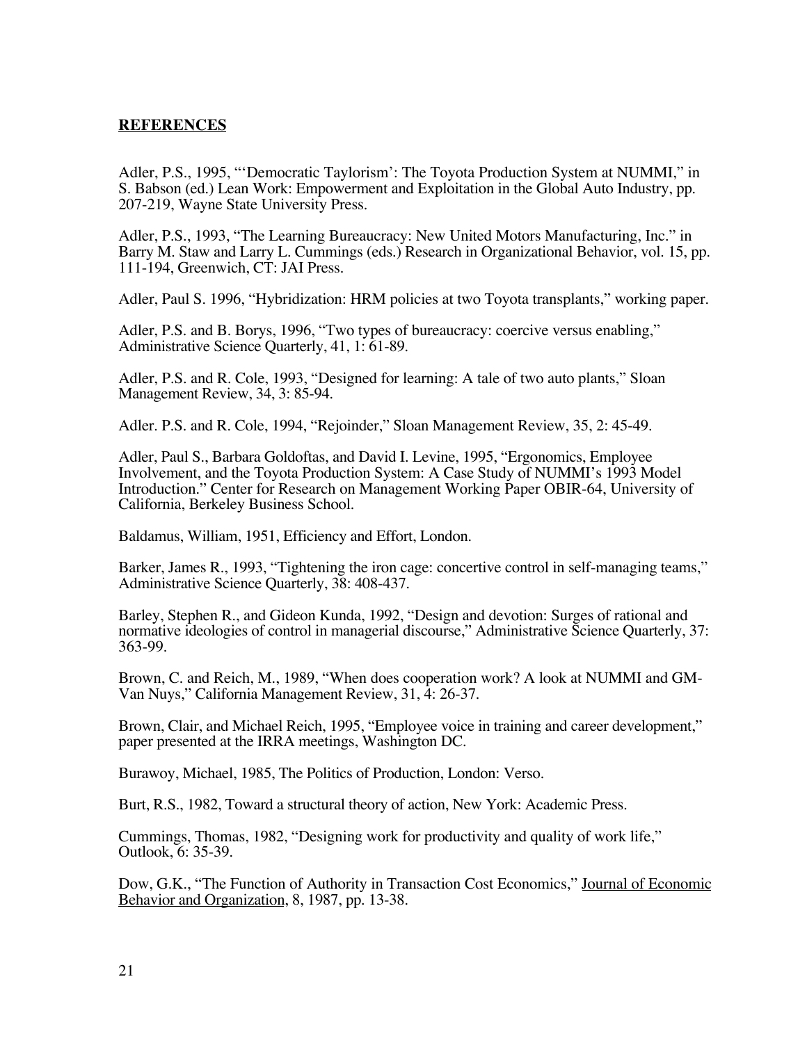## **REFERENCES**

Adler, P.S., 1995, "'Democratic Taylorism': The Toyota Production System at NUMMI," in S. Babson (ed.) Lean Work: Empowerment and Exploitation in the Global Auto Industry, pp. 207-219, Wayne State University Press.

Adler, P.S., 1993, "The Learning Bureaucracy: New United Motors Manufacturing, Inc." in Barry M. Staw and Larry L. Cummings (eds.) Research in Organizational Behavior, vol. 15, pp. 111-194, Greenwich, CT: JAI Press.

Adler, Paul S. 1996, "Hybridization: HRM policies at two Toyota transplants," working paper.

Adler, P.S. and B. Borys, 1996, "Two types of bureaucracy: coercive versus enabling," Administrative Science Quarterly, 41, 1: 61-89.

Adler, P.S. and R. Cole, 1993, "Designed for learning: A tale of two auto plants," Sloan Management Review, 34, 3: 85-94.

Adler. P.S. and R. Cole, 1994, "Rejoinder," Sloan Management Review, 35, 2: 45-49.

Adler, Paul S., Barbara Goldoftas, and David I. Levine, 1995, "Ergonomics, Employee Involvement, and the Toyota Production System: A Case Study of NUMMI's 1993 Model Introduction." Center for Research on Management Working Paper OBIR-64, University of California, Berkeley Business School.

Baldamus, William, 1951, Efficiency and Effort, London.

Barker, James R., 1993, "Tightening the iron cage: concertive control in self-managing teams," Administrative Science Quarterly, 38: 408-437.

Barley, Stephen R., and Gideon Kunda, 1992, "Design and devotion: Surges of rational and normative ideologies of control in managerial discourse," Administrative Science Quarterly, 37: 363-99.

Brown, C. and Reich, M., 1989, "When does cooperation work? A look at NUMMI and GM-Van Nuys," California Management Review, 31, 4: 26-37.

Brown, Clair, and Michael Reich, 1995, "Employee voice in training and career development," paper presented at the IRRA meetings, Washington DC.

Burawoy, Michael, 1985, The Politics of Production, London: Verso.

Burt, R.S., 1982, Toward a structural theory of action, New York: Academic Press.

Cummings, Thomas, 1982, "Designing work for productivity and quality of work life," Outlook, 6: 35-39.

Dow, G.K., "The Function of Authority in Transaction Cost Economics," Journal of Economic Behavior and Organization, 8, 1987, pp. 13-38.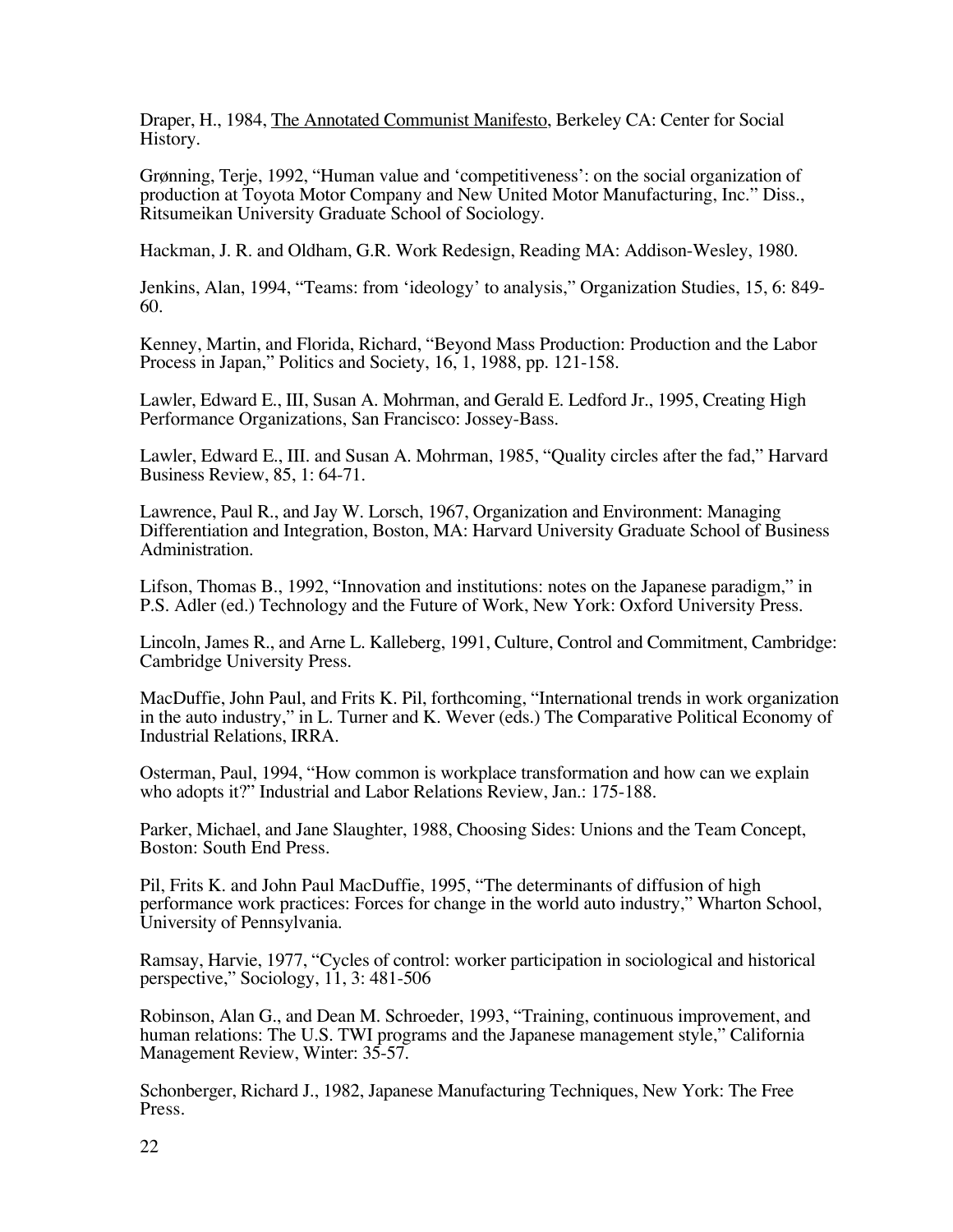Draper, H., 1984, The Annotated Communist Manifesto, Berkeley CA: Center for Social History.

Grønning, Terje, 1992, "Human value and 'competitiveness': on the social organization of production at Toyota Motor Company and New United Motor Manufacturing, Inc." Diss., Ritsumeikan University Graduate School of Sociology.

Hackman, J. R. and Oldham, G.R. Work Redesign, Reading MA: Addison-Wesley, 1980.

Jenkins, Alan, 1994, "Teams: from 'ideology' to analysis," Organization Studies, 15, 6: 849-60.

Kenney, Martin, and Florida, Richard, "Beyond Mass Production: Production and the Labor Process in Japan," Politics and Society, 16, 1, 1988, pp. 121-158.

Lawler, Edward E., III, Susan A. Mohrman, and Gerald E. Ledford Jr., 1995, Creating High Performance Organizations, San Francisco: Jossey-Bass.

Lawler, Edward E., III. and Susan A. Mohrman, 1985, "Quality circles after the fad," Harvard Business Review, 85, 1: 64-71.

Lawrence, Paul R., and Jay W. Lorsch, 1967, Organization and Environment: Managing Differentiation and Integration, Boston, MA: Harvard University Graduate School of Business Administration.

Lifson, Thomas B., 1992, "Innovation and institutions: notes on the Japanese paradigm," in P.S. Adler (ed.) Technology and the Future of Work, New York: Oxford University Press.

Lincoln, James R., and Arne L. Kalleberg, 1991, Culture, Control and Commitment, Cambridge: Cambridge University Press.

MacDuffie, John Paul, and Frits K. Pil, forthcoming, "International trends in work organization in the auto industry," in L. Turner and K. Wever (eds.) The Comparative Political Economy of Industrial Relations, IRRA.

Osterman, Paul, 1994, "How common is workplace transformation and how can we explain who adopts it?" Industrial and Labor Relations Review, Jan.: 175-188.

Parker, Michael, and Jane Slaughter, 1988, Choosing Sides: Unions and the Team Concept, Boston: South End Press.

Pil, Frits K. and John Paul MacDuffie, 1995, "The determinants of diffusion of high performance work practices: Forces for change in the world auto industry," Wharton School, University of Pennsylvania.

Ramsay, Harvie, 1977, "Cycles of control: worker participation in sociological and historical perspective," Sociology, 11, 3: 481-506

Robinson, Alan G., and Dean M. Schroeder, 1993, "Training, continuous improvement, and human relations: The U.S. TWI programs and the Japanese management style," California Management Review, Winter: 35-57.

Schonberger, Richard J., 1982, Japanese Manufacturing Techniques, New York: The Free Press.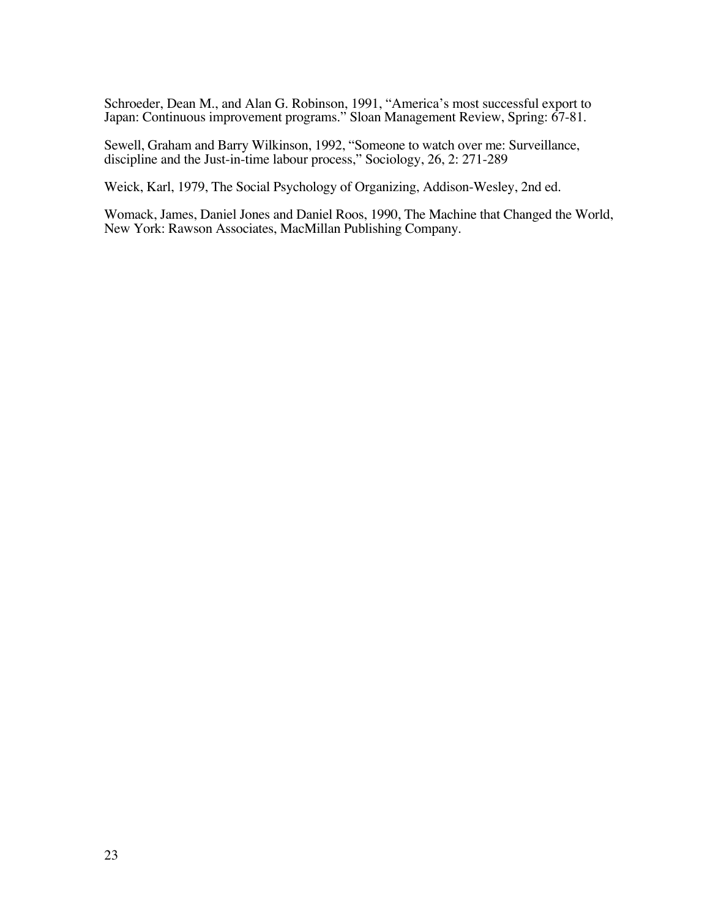Schroeder, Dean M., and Alan G. Robinson, 1991, "America's most successful export to Japan: Continuous improvement programs." Sloan Management Review, Spring: 67-81.

Sewell, Graham and Barry Wilkinson, 1992, "Someone to watch over me: Surveillance, discipline and the Just-in-time labour process," Sociology, 26, 2: 271-289

Weick, Karl, 1979, The Social Psychology of Organizing, Addison-Wesley, 2nd ed.

Womack, James, Daniel Jones and Daniel Roos, 1990, The Machine that Changed the World, New York: Rawson Associates, MacMillan Publishing Company.